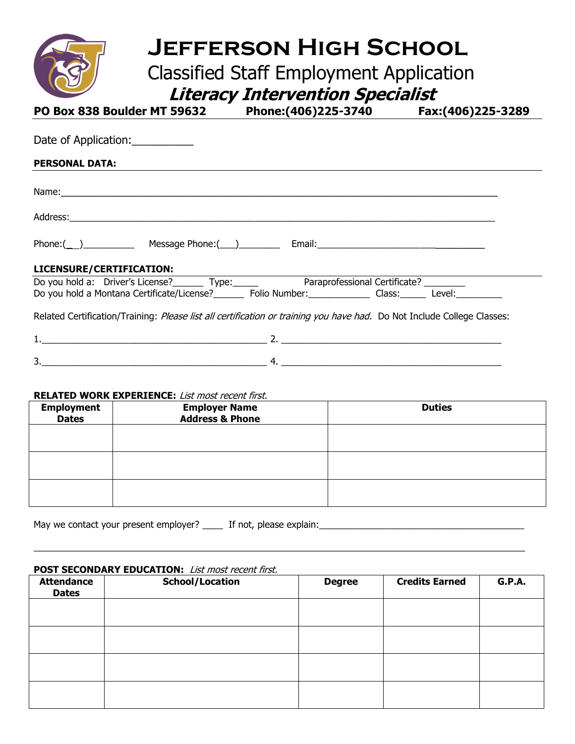# Jefferson High School

## Classified Staff Employment Application

## *Literacy Intervention Specialist*

**PO Box 838 Boulder MT 59632 Phone:(406)225-3740 Fax:(406)225-3289**

Date of Application:__________

**PERSONAL DATA:**

Name:_______________________________________________________________________________

Address:_____________________________________________________________________________

Phone:(__)__________ Message Phone:(___)________ Email:_______________________________

**LICENSURE/CERTIFICATION:**

Do you hold a: Driver's License?______ Type:_____ Paraprofessional Certificate? ________

Do you hold a Montana Certificate/License?______ Folio Number:____________ Class:_____ Level:_________

Related Certification/Training: *Please list all certification or training you have had.* Do Not Include College Classes:

1.____________________________________________ 2. ____________________________________________

3.____________________________________________ 4. ____________________________________________

**RELATED WORK EXPERIENCE:** *List most recent first.*

| Employment Dates | Employer Name Address & Phone | Duties |
|---|---|---|
| | | |
| | | |
| | | |

May we contact your present employer? ____ If not, please explain:_________________________________________

_____________________________________________________________________________________________

**POST SECONDARY EDUCATION:** *List most recent first.*

| Attendance Dates | School/Location | Degree | Credits Earned | G.P.A. |
|---|---|---|---|---|
| | | | | |
| | | | | |
| | | | | |
| | | | | |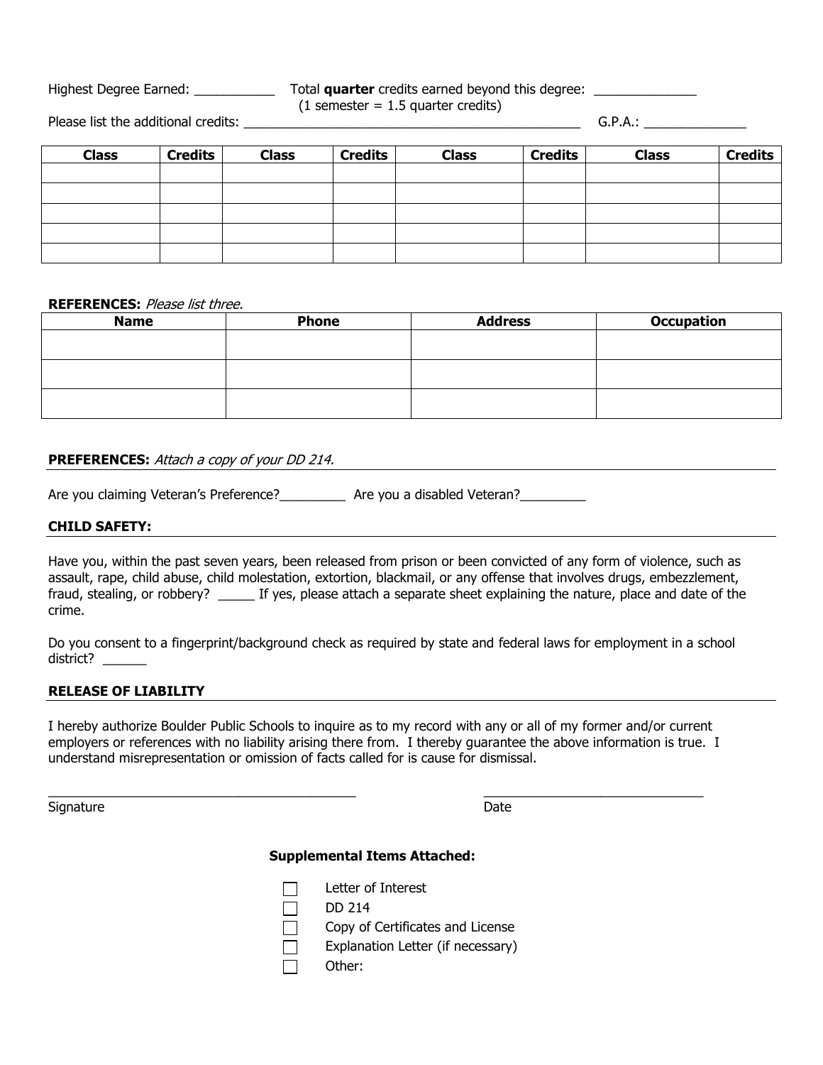Highest Degree Earned: ___________ Total **quarter** credits earned beyond this degree: ______________
(1 semester = 1.5 quarter credits)

Please list the additional credits: ________________________________________________ G.P.A.: ______________

| Class | Credits | Class | Credits | Class | Credits | Class | Credits |
|---|---|---|---|---|---|---|---|
| | | | | | | | |
| | | | | | | | |
| | | | | | | | |
| | | | | | | | |
| | | | | | | | |

**REFERENCES:** *Please list three.*

| Name | Phone | Address | Occupation |
|---|---|---|---|
| | | | |
| | | | |
| | | | |

**PREFERENCES:** *Attach a copy of your DD 214.*

Are you claiming Veteran's Preference?_________ Are you a disabled Veteran?_________

**CHILD SAFETY:**

Have you, within the past seven years, been released from prison or been convicted of any form of violence, such as assault, rape, child abuse, child molestation, extortion, blackmail, or any offense that involves drugs, embezzlement, fraud, stealing, or robbery? _____ If yes, please attach a separate sheet explaining the nature, place and date of the crime.

Do you consent to a fingerprint/background check as required by state and federal laws for employment in a school district? ______

**RELEASE OF LIABILITY**

I hereby authorize Boulder Public Schools to inquire as to my record with any or all of my former and/or current employers or references with no liability arising there from. I thereby guarantee the above information is true. I understand misrepresentation or omission of facts called for is cause for dismissal.

_____________________________________________ _______________________________

Signature Date

**Supplemental Items Attached:**

- ☐ Letter of Interest
- ☐ DD 214
- ☐ Copy of Certificates and License
- ☐ Explanation Letter (if necessary)
- ☐ Other: